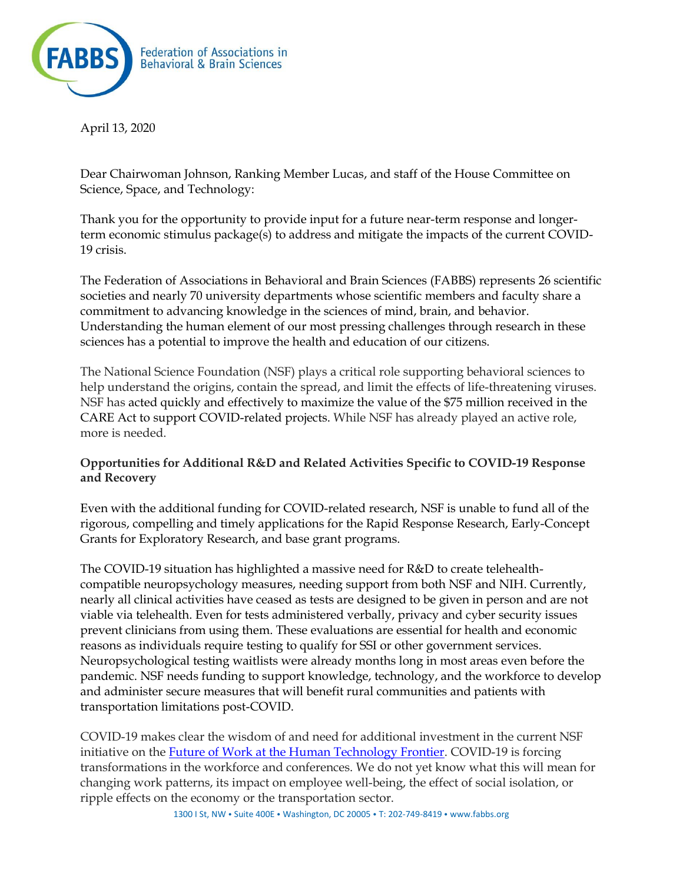FABBS Federation of Associations in Behavioral & Brain Sciences

April 13, 2020

Dear Chairwoman Johnson, Ranking Member Lucas, and staff of the House Committee on Science, Space, and Technology:

Thank you for the opportunity to provide input for a future near-term response and longer-term economic stimulus package(s) to address and mitigate the impacts of the current COVID-19 crisis.

The Federation of Associations in Behavioral and Brain Sciences (FABBS) represents 26 scientific societies and nearly 70 university departments whose scientific members and faculty share a commitment to advancing knowledge in the sciences of mind, brain, and behavior. Understanding the human element of our most pressing challenges through research in these sciences has a potential to improve the health and education of our citizens.

The National Science Foundation (NSF) plays a critical role supporting behavioral sciences to help understand the origins, contain the spread, and limit the effects of life-threatening viruses. NSF has acted quickly and effectively to maximize the value of the $75 million received in the CARE Act to support COVID-related projects. While NSF has already played an active role, more is needed.

**Opportunities for Additional R&D and Related Activities Specific to COVID-19 Response and Recovery**

Even with the additional funding for COVID-related research, NSF is unable to fund all of the rigorous, compelling and timely applications for the Rapid Response Research, Early-Concept Grants for Exploratory Research, and base grant programs.

The COVID-19 situation has highlighted a massive need for R&D to create telehealth-compatible neuropsychology measures, needing support from both NSF and NIH. Currently, nearly all clinical activities have ceased as tests are designed to be given in person and are not viable via telehealth. Even for tests administered verbally, privacy and cyber security issues prevent clinicians from using them. These evaluations are essential for health and economic reasons as individuals require testing to qualify for SSI or other government services. Neuropsychological testing waitlists were already months long in most areas even before the pandemic. NSF needs funding to support knowledge, technology, and the workforce to develop and administer secure measures that will benefit rural communities and patients with transportation limitations post-COVID.

COVID-19 makes clear the wisdom of and need for additional investment in the current NSF initiative on the [Future of Work at the Human Technology Frontier](). COVID-19 is forcing transformations in the workforce and conferences. We do not yet know what this will mean for changing work patterns, its impact on employee well-being, the effect of social isolation, or ripple effects on the economy or the transportation sector.

1300 I St, NW • Suite 400E • Washington, DC 20005 • T: 202-749-8419 • www.fabbs.org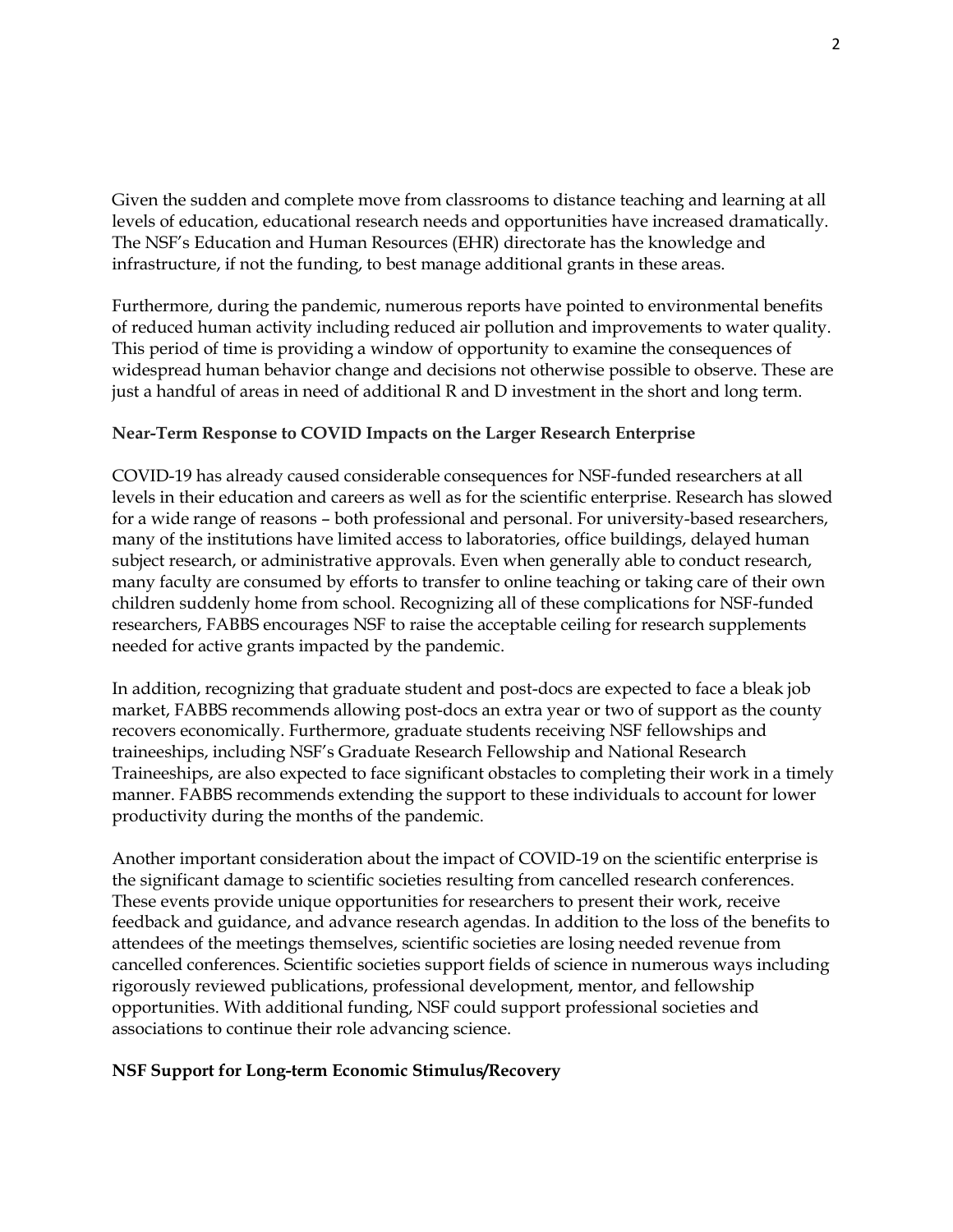Given the sudden and complete move from classrooms to distance teaching and learning at all levels of education, educational research needs and opportunities have increased dramatically. The NSF's Education and Human Resources (EHR) directorate has the knowledge and infrastructure, if not the funding, to best manage additional grants in these areas.

Furthermore, during the pandemic, numerous reports have pointed to environmental benefits of reduced human activity including reduced air pollution and improvements to water quality. This period of time is providing a window of opportunity to examine the consequences of widespread human behavior change and decisions not otherwise possible to observe. These are just a handful of areas in need of additional R and D investment in the short and long term.

**Near-Term Response to COVID Impacts on the Larger Research Enterprise**

COVID-19 has already caused considerable consequences for NSF-funded researchers at all levels in their education and careers as well as for the scientific enterprise. Research has slowed for a wide range of reasons – both professional and personal. For university-based researchers, many of the institutions have limited access to laboratories, office buildings, delayed human subject research, or administrative approvals. Even when generally able to conduct research, many faculty are consumed by efforts to transfer to online teaching or taking care of their own children suddenly home from school. Recognizing all of these complications for NSF-funded researchers, FABBS encourages NSF to raise the acceptable ceiling for research supplements needed for active grants impacted by the pandemic.

In addition, recognizing that graduate student and post-docs are expected to face a bleak job market, FABBS recommends allowing post-docs an extra year or two of support as the county recovers economically. Furthermore, graduate students receiving NSF fellowships and traineeships, including NSF's Graduate Research Fellowship and National Research Traineeships, are also expected to face significant obstacles to completing their work in a timely manner. FABBS recommends extending the support to these individuals to account for lower productivity during the months of the pandemic.

Another important consideration about the impact of COVID-19 on the scientific enterprise is the significant damage to scientific societies resulting from cancelled research conferences. These events provide unique opportunities for researchers to present their work, receive feedback and guidance, and advance research agendas. In addition to the loss of the benefits to attendees of the meetings themselves, scientific societies are losing needed revenue from cancelled conferences. Scientific societies support fields of science in numerous ways including rigorously reviewed publications, professional development, mentor, and fellowship opportunities. With additional funding, NSF could support professional societies and associations to continue their role advancing science.

**NSF Support for Long-term Economic Stimulus/Recovery**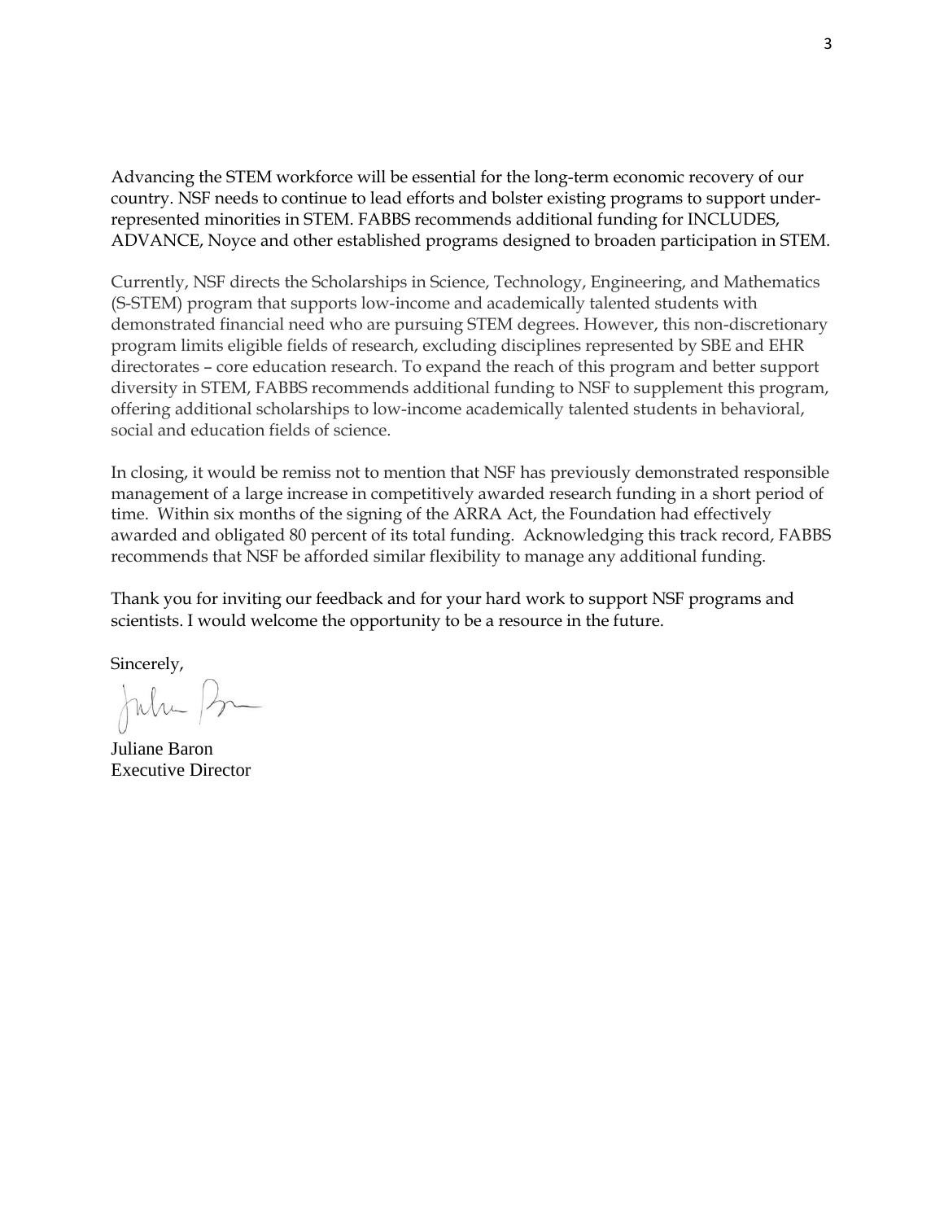Advancing the STEM workforce will be essential for the long-term economic recovery of our country. NSF needs to continue to lead efforts and bolster existing programs to support under-represented minorities in STEM. FABBS recommends additional funding for INCLUDES, ADVANCE, Noyce and other established programs designed to broaden participation in STEM.

Currently, NSF directs the Scholarships in Science, Technology, Engineering, and Mathematics (S-STEM) program that supports low-income and academically talented students with demonstrated financial need who are pursuing STEM degrees. However, this non-discretionary program limits eligible fields of research, excluding disciplines represented by SBE and EHR directorates – core education research. To expand the reach of this program and better support diversity in STEM, FABBS recommends additional funding to NSF to supplement this program, offering additional scholarships to low-income academically talented students in behavioral, social and education fields of science.

In closing, it would be remiss not to mention that NSF has previously demonstrated responsible management of a large increase in competitively awarded research funding in a short period of time. Within six months of the signing of the ARRA Act, the Foundation had effectively awarded and obligated 80 percent of its total funding. Acknowledging this track record, FABBS recommends that NSF be afforded similar flexibility to manage any additional funding.

Thank you for inviting our feedback and for your hard work to support NSF programs and scientists. I would welcome the opportunity to be a resource in the future.

Sincerely,

Juliane Baron
Executive Director